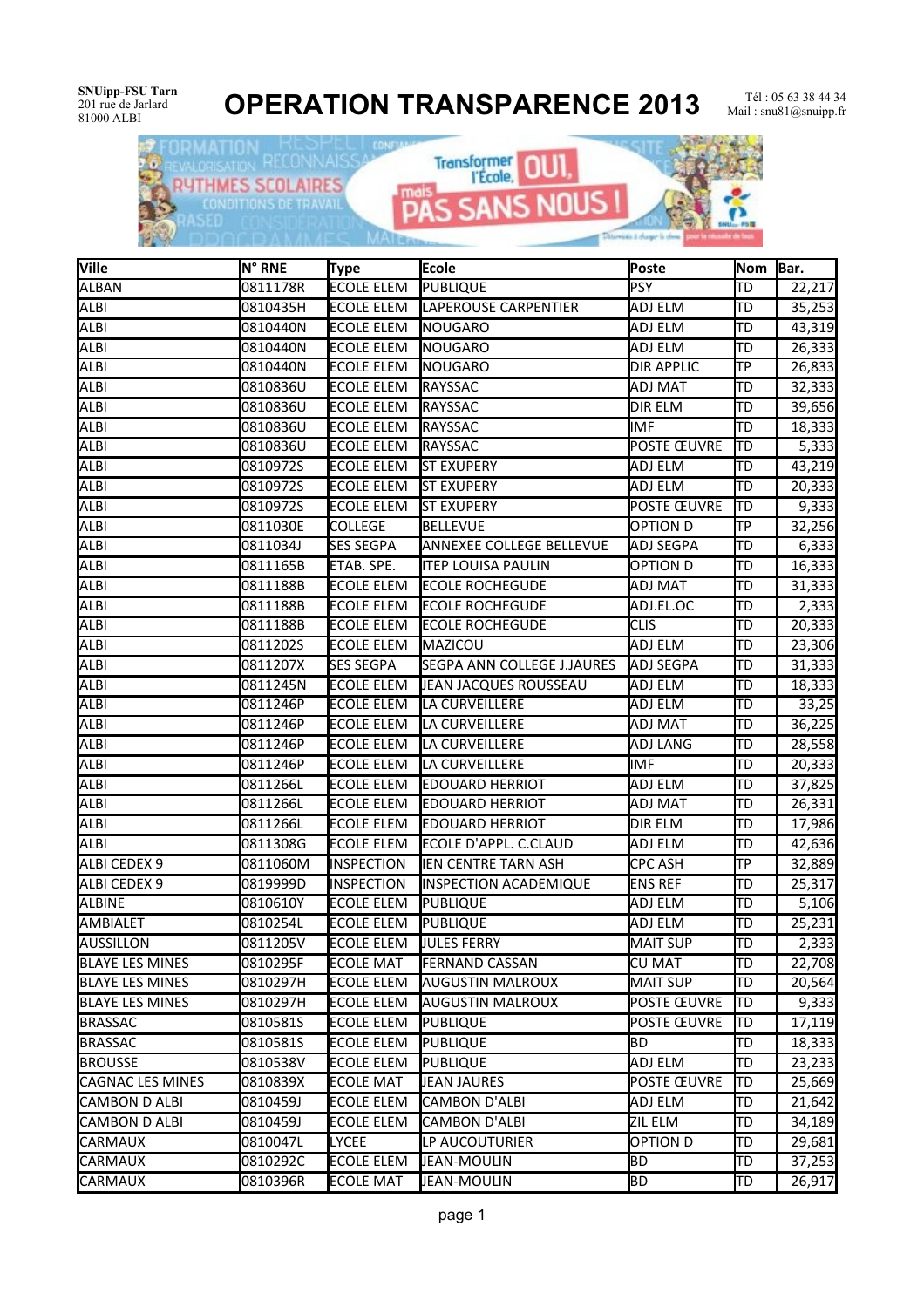SNUipp-FSU Tarn
201 rue de Jarlard
81000 ALBI

# OPERATION TRANSPARENCE 2013

Tél : 05 63 38 44 34
Mail : snu81@snuipp.fr

| Ville | N° RNE | Type | Ecole | Poste | Nom | Bar. |
|---|---|---|---|---|---|---|
| ALBAN | 0811178R | ECOLE ELEM | PUBLIQUE | PSY | TD | 22,217 |
| ALBI | 0810435H | ECOLE ELEM | LAPEROUSE CARPENTIER | ADJ ELM | TD | 35,253 |
| ALBI | 0810440N | ECOLE ELEM | NOUGARO | ADJ ELM | TD | 43,319 |
| ALBI | 0810440N | ECOLE ELEM | NOUGARO | ADJ ELM | TD | 26,333 |
| ALBI | 0810440N | ECOLE ELEM | NOUGARO | DIR APPLIC | TP | 26,833 |
| ALBI | 0810836U | ECOLE ELEM | RAYSSAC | ADJ MAT | TD | 32,333 |
| ALBI | 0810836U | ECOLE ELEM | RAYSSAC | DIR ELM | TD | 39,656 |
| ALBI | 0810836U | ECOLE ELEM | RAYSSAC | IMF | TD | 18,333 |
| ALBI | 0810836U | ECOLE ELEM | RAYSSAC | POSTE ŒUVRE | TD | 5,333 |
| ALBI | 0810972S | ECOLE ELEM | ST EXUPERY | ADJ ELM | TD | 43,219 |
| ALBI | 0810972S | ECOLE ELEM | ST EXUPERY | ADJ ELM | TD | 20,333 |
| ALBI | 0810972S | ECOLE ELEM | ST EXUPERY | POSTE ŒUVRE | TD | 9,333 |
| ALBI | 0811030E | COLLEGE | BELLEVUE | OPTION D | TP | 32,256 |
| ALBI | 0811034J | SES SEGPA | ANNEXEE COLLEGE BELLEVUE | ADJ SEGPA | TD | 6,333 |
| ALBI | 0811165B | ETAB. SPE. | ITEP LOUISA PAULIN | OPTION D | TD | 16,333 |
| ALBI | 0811188B | ECOLE ELEM | ECOLE ROCHEGUDE | ADJ MAT | TD | 31,333 |
| ALBI | 0811188B | ECOLE ELEM | ECOLE ROCHEGUDE | ADJ.EL.OC | TD | 2,333 |
| ALBI | 0811188B | ECOLE ELEM | ECOLE ROCHEGUDE | CLIS | TD | 20,333 |
| ALBI | 0811202S | ECOLE ELEM | MAZICOU | ADJ ELM | TD | 23,306 |
| ALBI | 0811207X | SES SEGPA | SEGPA ANN COLLEGE J.JAURES | ADJ SEGPA | TD | 31,333 |
| ALBI | 0811245N | ECOLE ELEM | JEAN JACQUES ROUSSEAU | ADJ ELM | TD | 18,333 |
| ALBI | 0811246P | ECOLE ELEM | LA CURVEILLERE | ADJ ELM | TD | 33,25 |
| ALBI | 0811246P | ECOLE ELEM | LA CURVEILLERE | ADJ MAT | TD | 36,225 |
| ALBI | 0811246P | ECOLE ELEM | LA CURVEILLERE | ADJ LANG | TD | 28,558 |
| ALBI | 0811246P | ECOLE ELEM | LA CURVEILLERE | IMF | TD | 20,333 |
| ALBI | 0811266L | ECOLE ELEM | EDOUARD HERRIOT | ADJ ELM | TD | 37,825 |
| ALBI | 0811266L | ECOLE ELEM | EDOUARD HERRIOT | ADJ MAT | TD | 26,331 |
| ALBI | 0811266L | ECOLE ELEM | EDOUARD HERRIOT | DIR ELM | TD | 17,986 |
| ALBI | 0811308G | ECOLE ELEM | ECOLE D'APPL. C.CLAUD | ADJ ELM | TD | 42,636 |
| ALBI CEDEX 9 | 0811060M | INSPECTION | IEN CENTRE TARN ASH | CPC ASH | TP | 32,889 |
| ALBI CEDEX 9 | 0819999D | INSPECTION | INSPECTION ACADEMIQUE | ENS REF | TD | 25,317 |
| ALBINE | 0810610Y | ECOLE ELEM | PUBLIQUE | ADJ ELM | TD | 5,106 |
| AMBIALET | 0810254L | ECOLE ELEM | PUBLIQUE | ADJ ELM | TD | 25,231 |
| AUSSILLON | 0811205V | ECOLE ELEM | JULES FERRY | MAIT SUP | TD | 2,333 |
| BLAYE LES MINES | 0810295F | ECOLE MAT | FERNAND CASSAN | CU MAT | TD | 22,708 |
| BLAYE LES MINES | 0810297H | ECOLE ELEM | AUGUSTIN MALROUX | MAIT SUP | TD | 20,564 |
| BLAYE LES MINES | 0810297H | ECOLE ELEM | AUGUSTIN MALROUX | POSTE ŒUVRE | TD | 9,333 |
| BRASSAC | 0810581S | ECOLE ELEM | PUBLIQUE | POSTE ŒUVRE | TD | 17,119 |
| BRASSAC | 0810581S | ECOLE ELEM | PUBLIQUE | BD | TD | 18,333 |
| BROUSSE | 0810538V | ECOLE ELEM | PUBLIQUE | ADJ ELM | TD | 23,233 |
| CAGNAC LES MINES | 0810839X | ECOLE MAT | JEAN JAURES | POSTE ŒUVRE | TD | 25,669 |
| CAMBON D ALBI | 0810459J | ECOLE ELEM | CAMBON D'ALBI | ADJ ELM | TD | 21,642 |
| CAMBON D ALBI | 0810459J | ECOLE ELEM | CAMBON D'ALBI | ZIL ELM | TD | 34,189 |
| CARMAUX | 0810047L | LYCEE | LP AUCOUTURIER | OPTION D | TD | 29,681 |
| CARMAUX | 0810292C | ECOLE ELEM | JEAN-MOULIN | BD | TD | 37,253 |
| CARMAUX | 0810396R | ECOLE MAT | JEAN-MOULIN | BD | TD | 26,917 |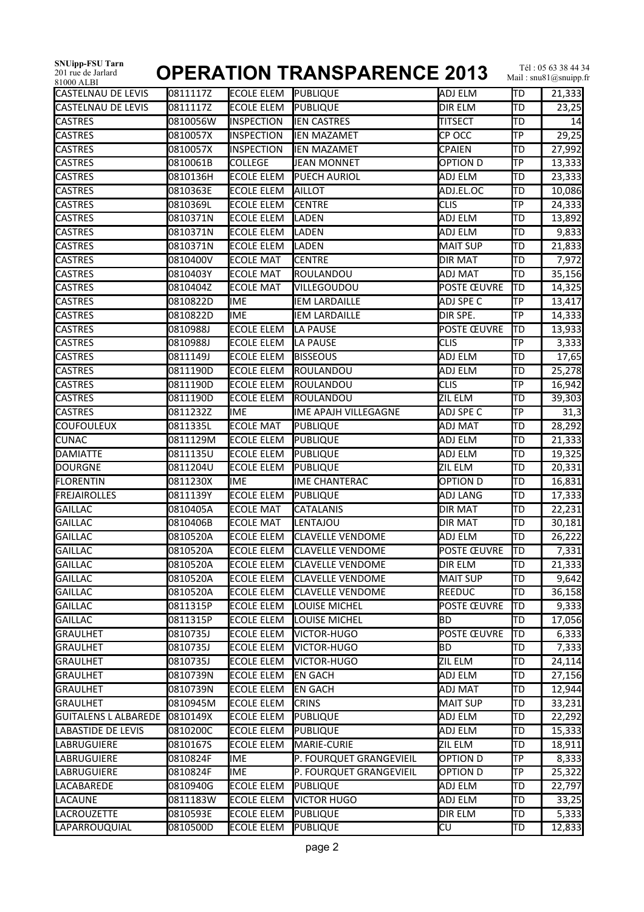SNUipp-FSU Tarn
201 rue de Jarlard
81000 ALBI

# OPERATION TRANSPARENCE 2013

Tél : 05 63 38 44 34
Mail : snu81@snuipp.fr

| | | | | | | |
|---|---|---|---|---|---|---|
| CASTELNAU DE LEVIS | 0811117Z | ECOLE ELEM | PUBLIQUE | ADJ ELM | TD | 21,333 |
| CASTELNAU DE LEVIS | 0811117Z | ECOLE ELEM | PUBLIQUE | DIR ELM | TD | 23,25 |
| CASTRES | 0810056W | INSPECTION | IEN CASTRES | TITSECT | TD | 14 |
| CASTRES | 0810057X | INSPECTION | IEN MAZAMET | CP OCC | TP | 29,25 |
| CASTRES | 0810057X | INSPECTION | IEN MAZAMET | CPAIEN | TD | 27,992 |
| CASTRES | 0810061B | COLLEGE | JEAN MONNET | OPTION D | TP | 13,333 |
| CASTRES | 0810136H | ECOLE ELEM | PUECH AURIOL | ADJ ELM | TD | 23,333 |
| CASTRES | 0810363E | ECOLE ELEM | AILLOT | ADJ.EL.OC | TD | 10,086 |
| CASTRES | 0810369L | ECOLE ELEM | CENTRE | CLIS | TP | 24,333 |
| CASTRES | 0810371N | ECOLE ELEM | LADEN | ADJ ELM | TD | 13,892 |
| CASTRES | 0810371N | ECOLE ELEM | LADEN | ADJ ELM | TD | 9,833 |
| CASTRES | 0810371N | ECOLE ELEM | LADEN | MAIT SUP | TD | 21,833 |
| CASTRES | 0810400V | ECOLE MAT | CENTRE | DIR MAT | TD | 7,972 |
| CASTRES | 0810403Y | ECOLE MAT | ROULANDOU | ADJ MAT | TD | 35,156 |
| CASTRES | 0810404Z | ECOLE MAT | VILLEGOUDOU | POSTE ŒUVRE | TD | 14,325 |
| CASTRES | 0810822D | IME | IEM LARDAILLE | ADJ SPE C | TP | 13,417 |
| CASTRES | 0810822D | IME | IEM LARDAILLE | DIR SPE. | TP | 14,333 |
| CASTRES | 0810988J | ECOLE ELEM | LA PAUSE | POSTE ŒUVRE | TD | 13,933 |
| CASTRES | 0810988J | ECOLE ELEM | LA PAUSE | CLIS | TP | 3,333 |
| CASTRES | 0811149J | ECOLE ELEM | BISSEOUS | ADJ ELM | TD | 17,65 |
| CASTRES | 0811190D | ECOLE ELEM | ROULANDOU | ADJ ELM | TD | 25,278 |
| CASTRES | 0811190D | ECOLE ELEM | ROULANDOU | CLIS | TP | 16,942 |
| CASTRES | 0811190D | ECOLE ELEM | ROULANDOU | ZIL ELM | TD | 39,303 |
| CASTRES | 0811232Z | IME | IME APAJH VILLEGAGNE | ADJ SPE C | TP | 31,3 |
| COUFOULEUX | 0811335L | ECOLE MAT | PUBLIQUE | ADJ MAT | TD | 28,292 |
| CUNAC | 0811129M | ECOLE ELEM | PUBLIQUE | ADJ ELM | TD | 21,333 |
| DAMIATTE | 0811135U | ECOLE ELEM | PUBLIQUE | ADJ ELM | TD | 19,325 |
| DOURGNE | 0811204U | ECOLE ELEM | PUBLIQUE | ZIL ELM | TD | 20,331 |
| FLORENTIN | 0811230X | IME | IME CHANTERAC | OPTION D | TD | 16,831 |
| FREJAIROLLES | 0811139Y | ECOLE ELEM | PUBLIQUE | ADJ LANG | TD | 17,333 |
| GAILLAC | 0810405A | ECOLE MAT | CATALANIS | DIR MAT | TD | 22,231 |
| GAILLAC | 0810406B | ECOLE MAT | LENTAJOU | DIR MAT | TD | 30,181 |
| GAILLAC | 0810520A | ECOLE ELEM | CLAVELLE VENDOME | ADJ ELM | TD | 26,222 |
| GAILLAC | 0810520A | ECOLE ELEM | CLAVELLE VENDOME | POSTE ŒUVRE | TD | 7,331 |
| GAILLAC | 0810520A | ECOLE ELEM | CLAVELLE VENDOME | DIR ELM | TD | 21,333 |
| GAILLAC | 0810520A | ECOLE ELEM | CLAVELLE VENDOME | MAIT SUP | TD | 9,642 |
| GAILLAC | 0810520A | ECOLE ELEM | CLAVELLE VENDOME | REEDUC | TD | 36,158 |
| GAILLAC | 0811315P | ECOLE ELEM | LOUISE MICHEL | POSTE ŒUVRE | TD | 9,333 |
| GAILLAC | 0811315P | ECOLE ELEM | LOUISE MICHEL | BD | TD | 17,056 |
| GRAULHET | 0810735J | ECOLE ELEM | VICTOR-HUGO | POSTE ŒUVRE | TD | 6,333 |
| GRAULHET | 0810735J | ECOLE ELEM | VICTOR-HUGO | BD | TD | 7,333 |
| GRAULHET | 0810735J | ECOLE ELEM | VICTOR-HUGO | ZIL ELM | TD | 24,114 |
| GRAULHET | 0810739N | ECOLE ELEM | EN GACH | ADJ ELM | TD | 27,156 |
| GRAULHET | 0810739N | ECOLE ELEM | EN GACH | ADJ MAT | TD | 12,944 |
| GRAULHET | 0810945M | ECOLE ELEM | CRINS | MAIT SUP | TD | 33,231 |
| GUITALENS L ALBAREDE | 0810149X | ECOLE ELEM | PUBLIQUE | ADJ ELM | TD | 22,292 |
| LABASTIDE DE LEVIS | 0810200C | ECOLE ELEM | PUBLIQUE | ADJ ELM | TD | 15,333 |
| LABRUGUIERE | 0810167S | ECOLE ELEM | MARIE-CURIE | ZIL ELM | TD | 18,911 |
| LABRUGUIERE | 0810824F | IME | P. FOURQUET GRANGEVIEIL | OPTION D | TP | 8,333 |
| LABRUGUIERE | 0810824F | IME | P. FOURQUET GRANGEVIEIL | OPTION D | TP | 25,322 |
| LACABAREDE | 0810940G | ECOLE ELEM | PUBLIQUE | ADJ ELM | TD | 22,797 |
| LACAUNE | 0811183W | ECOLE ELEM | VICTOR HUGO | ADJ ELM | TD | 33,25 |
| LACROUZETTE | 0810593E | ECOLE ELEM | PUBLIQUE | DIR ELM | TD | 5,333 |
| LAPARROUQUIAL | 0810500D | ECOLE ELEM | PUBLIQUE | CU | TD | 12,833 |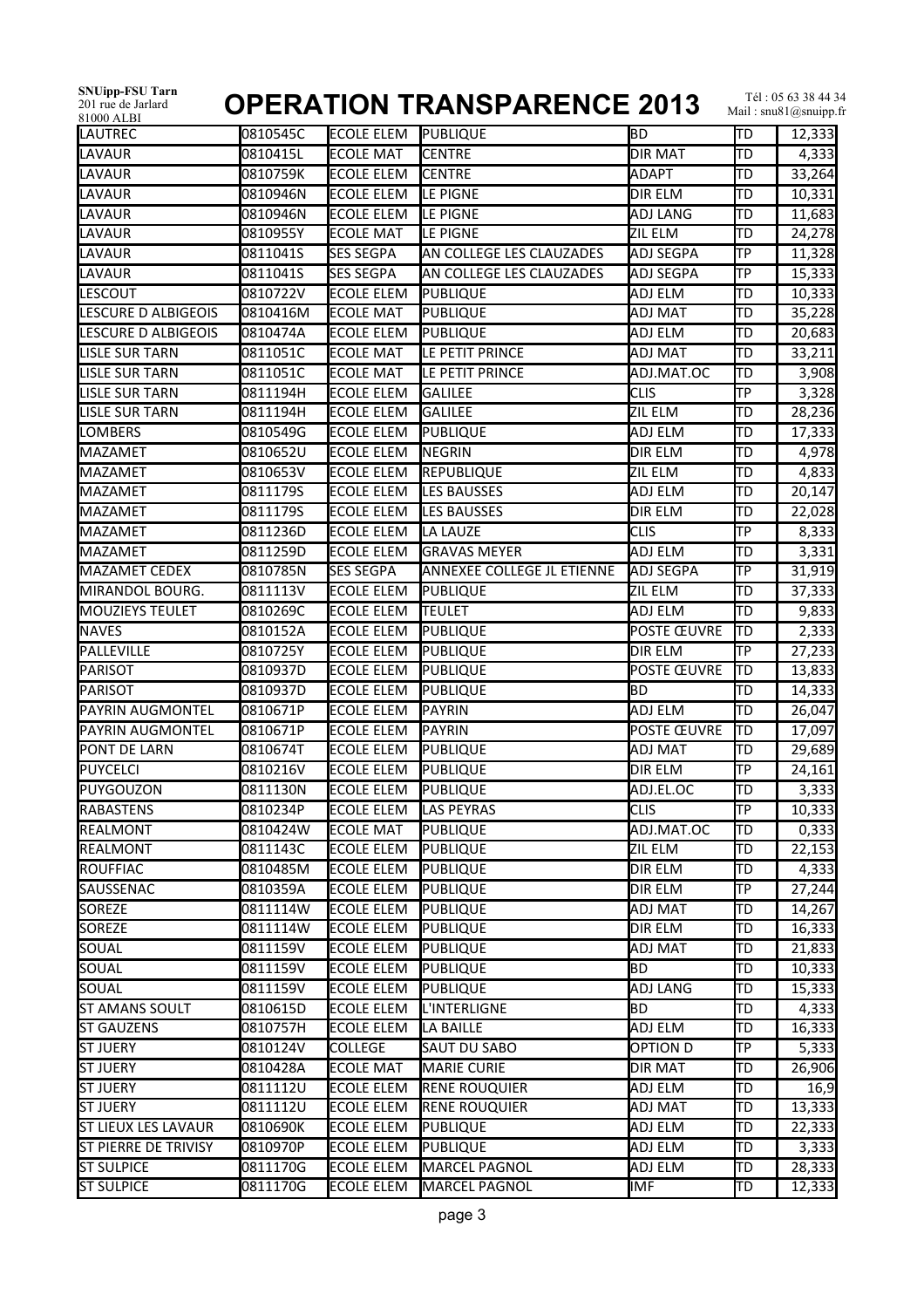SNUipp-FSU Tarn
201 rue de Jarlard
81000 ALBI

# OPERATION TRANSPARENCE 2013

Tél : 05 63 38 44 34
Mail : snu81@snuipp.fr

| | | | | | | |
|---|---|---|---|---|---|---|
| LAUTREC | 0810545C | ECOLE ELEM | PUBLIQUE | BD | TD | 12,333 |
| LAVAUR | 0810415L | ECOLE MAT | CENTRE | DIR MAT | TD | 4,333 |
| LAVAUR | 0810759K | ECOLE ELEM | CENTRE | ADAPT | TD | 33,264 |
| LAVAUR | 0810946N | ECOLE ELEM | LE PIGNE | DIR ELM | TD | 10,331 |
| LAVAUR | 0810946N | ECOLE ELEM | LE PIGNE | ADJ LANG | TD | 11,683 |
| LAVAUR | 0810955Y | ECOLE MAT | LE PIGNE | ZIL ELM | TD | 24,278 |
| LAVAUR | 0811041S | SES SEGPA | AN COLLEGE LES CLAUZADES | ADJ SEGPA | TP | 11,328 |
| LAVAUR | 0811041S | SES SEGPA | AN COLLEGE LES CLAUZADES | ADJ SEGPA | TP | 15,333 |
| LESCOUT | 0810722V | ECOLE ELEM | PUBLIQUE | ADJ ELM | TD | 10,333 |
| LESCURE D ALBIGEOIS | 0810416M | ECOLE MAT | PUBLIQUE | ADJ MAT | TD | 35,228 |
| LESCURE D ALBIGEOIS | 0810474A | ECOLE ELEM | PUBLIQUE | ADJ ELM | TD | 20,683 |
| LISLE SUR TARN | 0811051C | ECOLE MAT | LE PETIT PRINCE | ADJ MAT | TD | 33,211 |
| LISLE SUR TARN | 0811051C | ECOLE MAT | LE PETIT PRINCE | ADJ.MAT.OC | TD | 3,908 |
| LISLE SUR TARN | 0811194H | ECOLE ELEM | GALILEE | CLIS | TP | 3,328 |
| LISLE SUR TARN | 0811194H | ECOLE ELEM | GALILEE | ZIL ELM | TD | 28,236 |
| LOMBERS | 0810549G | ECOLE ELEM | PUBLIQUE | ADJ ELM | TD | 17,333 |
| MAZAMET | 0810652U | ECOLE ELEM | NEGRIN | DIR ELM | TD | 4,978 |
| MAZAMET | 0810653V | ECOLE ELEM | REPUBLIQUE | ZIL ELM | TD | 4,833 |
| MAZAMET | 0811179S | ECOLE ELEM | LES BAUSSES | ADJ ELM | TD | 20,147 |
| MAZAMET | 0811179S | ECOLE ELEM | LES BAUSSES | DIR ELM | TD | 22,028 |
| MAZAMET | 0811236D | ECOLE ELEM | LA LAUZE | CLIS | TP | 8,333 |
| MAZAMET | 0811259D | ECOLE ELEM | GRAVAS MEYER | ADJ ELM | TD | 3,331 |
| MAZAMET CEDEX | 0810785N | SES SEGPA | ANNEXEE COLLEGE JL ETIENNE | ADJ SEGPA | TP | 31,919 |
| MIRANDOL BOURG. | 0811113V | ECOLE ELEM | PUBLIQUE | ZIL ELM | TD | 37,333 |
| MOUZIEYS TEULET | 0810269C | ECOLE ELEM | TEULET | ADJ ELM | TD | 9,833 |
| NAVES | 0810152A | ECOLE ELEM | PUBLIQUE | POSTE ŒUVRE | TD | 2,333 |
| PALLEVILLE | 0810725Y | ECOLE ELEM | PUBLIQUE | DIR ELM | TP | 27,233 |
| PARISOT | 0810937D | ECOLE ELEM | PUBLIQUE | POSTE ŒUVRE | TD | 13,833 |
| PARISOT | 0810937D | ECOLE ELEM | PUBLIQUE | BD | TD | 14,333 |
| PAYRIN AUGMONTEL | 0810671P | ECOLE ELEM | PAYRIN | ADJ ELM | TD | 26,047 |
| PAYRIN AUGMONTEL | 0810671P | ECOLE ELEM | PAYRIN | POSTE ŒUVRE | TD | 17,097 |
| PONT DE LARN | 0810674T | ECOLE ELEM | PUBLIQUE | ADJ MAT | TD | 29,689 |
| PUYCELCI | 0810216V | ECOLE ELEM | PUBLIQUE | DIR ELM | TP | 24,161 |
| PUYGOUZON | 0811130N | ECOLE ELEM | PUBLIQUE | ADJ.EL.OC | TD | 3,333 |
| RABASTENS | 0810234P | ECOLE ELEM | LAS PEYRAS | CLIS | TP | 10,333 |
| REALMONT | 0810424W | ECOLE MAT | PUBLIQUE | ADJ.MAT.OC | TD | 0,333 |
| REALMONT | 0811143C | ECOLE ELEM | PUBLIQUE | ZIL ELM | TD | 22,153 |
| ROUFFIAC | 0810485M | ECOLE ELEM | PUBLIQUE | DIR ELM | TD | 4,333 |
| SAUSSENAC | 0810359A | ECOLE ELEM | PUBLIQUE | DIR ELM | TP | 27,244 |
| SOREZE | 0811114W | ECOLE ELEM | PUBLIQUE | ADJ MAT | TD | 14,267 |
| SOREZE | 0811114W | ECOLE ELEM | PUBLIQUE | DIR ELM | TD | 16,333 |
| SOUAL | 0811159V | ECOLE ELEM | PUBLIQUE | ADJ MAT | TD | 21,833 |
| SOUAL | 0811159V | ECOLE ELEM | PUBLIQUE | BD | TD | 10,333 |
| SOUAL | 0811159V | ECOLE ELEM | PUBLIQUE | ADJ LANG | TD | 15,333 |
| ST AMANS SOULT | 0810615D | ECOLE ELEM | L'INTERLIGNE | BD | TD | 4,333 |
| ST GAUZENS | 0810757H | ECOLE ELEM | LA BAILLE | ADJ ELM | TD | 16,333 |
| ST JUERY | 0810124V | COLLEGE | SAUT DU SABO | OPTION D | TP | 5,333 |
| ST JUERY | 0810428A | ECOLE MAT | MARIE CURIE | DIR MAT | TD | 26,906 |
| ST JUERY | 0811112U | ECOLE ELEM | RENE ROUQUIER | ADJ ELM | TD | 16,9 |
| ST JUERY | 0811112U | ECOLE ELEM | RENE ROUQUIER | ADJ MAT | TD | 13,333 |
| ST LIEUX LES LAVAUR | 0810690K | ECOLE ELEM | PUBLIQUE | ADJ ELM | TD | 22,333 |
| ST PIERRE DE TRIVISY | 0810970P | ECOLE ELEM | PUBLIQUE | ADJ ELM | TD | 3,333 |
| ST SULPICE | 0811170G | ECOLE ELEM | MARCEL PAGNOL | ADJ ELM | TD | 28,333 |
| ST SULPICE | 0811170G | ECOLE ELEM | MARCEL PAGNOL | IMF | TD | 12,333 |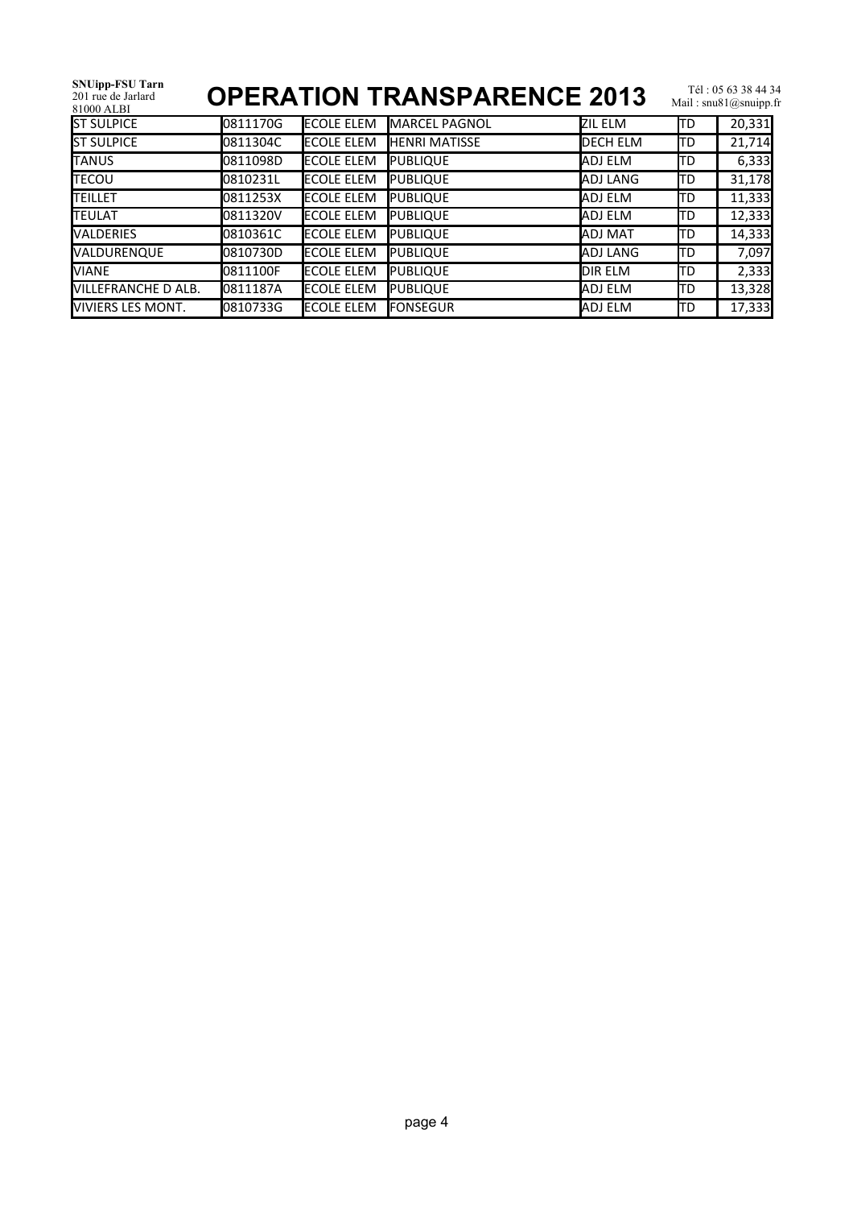SNUipp-FSU Tarn
201 rue de Jarlard
81000 ALBI

# OPERATION TRANSPARENCE 2013

Tél : 05 63 38 44 34
Mail : snu81@snuipp.fr

| | | | | | | |
|---|---|---|---|---|---|---|
| ST SULPICE | 0811170G | ECOLE ELEM | MARCEL PAGNOL | ZIL ELM | TD | 20,331 |
| ST SULPICE | 0811304C | ECOLE ELEM | HENRI MATISSE | DECH ELM | TD | 21,714 |
| TANUS | 0811098D | ECOLE ELEM | PUBLIQUE | ADJ ELM | TD | 6,333 |
| TECOU | 0810231L | ECOLE ELEM | PUBLIQUE | ADJ LANG | TD | 31,178 |
| TEILLET | 0811253X | ECOLE ELEM | PUBLIQUE | ADJ ELM | TD | 11,333 |
| TEULAT | 0811320V | ECOLE ELEM | PUBLIQUE | ADJ ELM | TD | 12,333 |
| VALDERIES | 0810361C | ECOLE ELEM | PUBLIQUE | ADJ MAT | TD | 14,333 |
| VALDURENQUE | 0810730D | ECOLE ELEM | PUBLIQUE | ADJ LANG | TD | 7,097 |
| VIANE | 0811100F | ECOLE ELEM | PUBLIQUE | DIR ELM | TD | 2,333 |
| VILLEFRANCHE D ALB. | 0811187A | ECOLE ELEM | PUBLIQUE | ADJ ELM | TD | 13,328 |
| VIVIERS LES MONT. | 0810733G | ECOLE ELEM | FONSEGUR | ADJ ELM | TD | 17,333 |